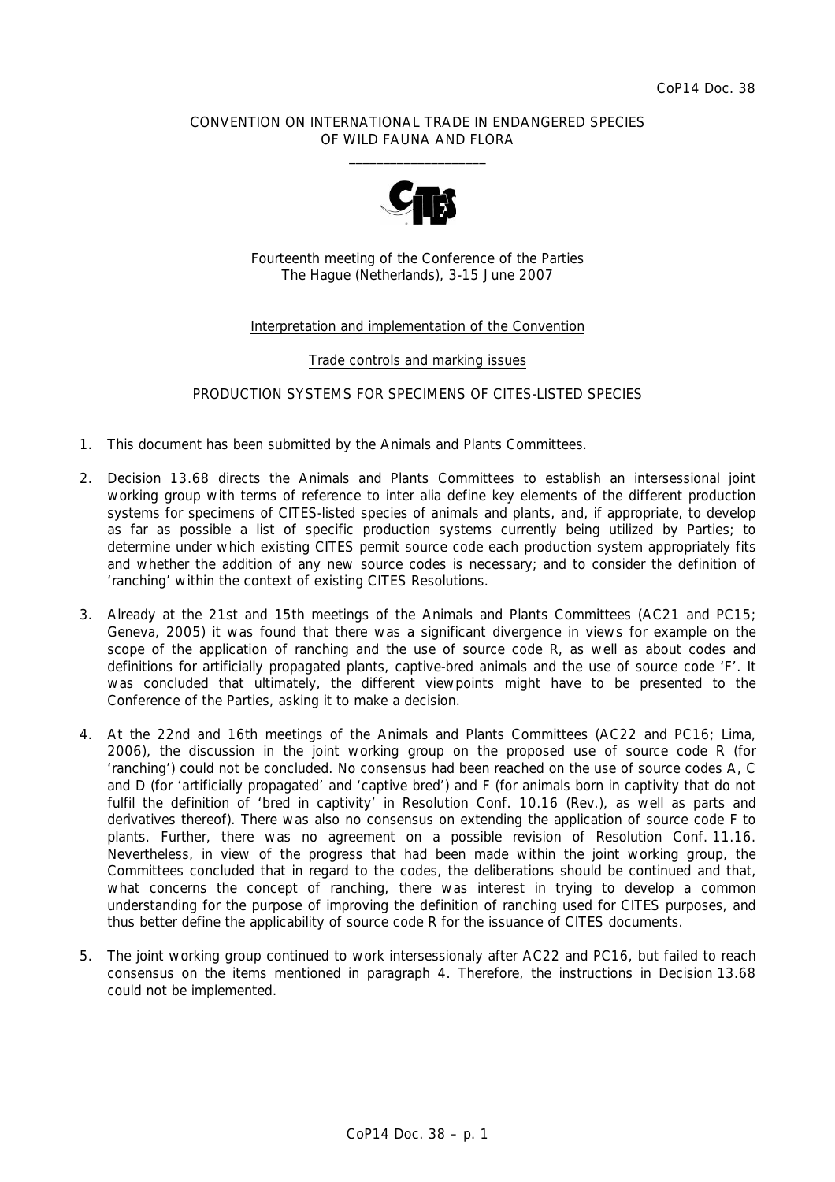CoP14 Doc. 38

CONVENTION ON INTERNATIONAL TRADE IN ENDANGERED SPECIES
OF WILD FAUNA AND FLORA
\_\_\_\_\_\_\_\_\_\_\_\_\_\_\_\_\_\_\_\_

Fourteenth meeting of the Conference of the Parties
The Hague (Netherlands), 3-15 June 2007

Interpretation and implementation of the Convention

Trade controls and marking issues

PRODUCTION SYSTEMS FOR SPECIMENS OF CITES-LISTED SPECIES

1. This document has been submitted by the Animals and Plants Committees.

2. Decision 13.68 directs the Animals and Plants Committees to establish an intersessional joint working group with terms of reference to inter alia define key elements of the different production systems for specimens of CITES-listed species of animals and plants, and, if appropriate, to develop as far as possible a list of specific production systems currently being utilized by Parties; to determine under which existing CITES permit source code each production system appropriately fits and whether the addition of any new source codes is necessary; and to consider the definition of 'ranching' within the context of existing CITES Resolutions.

3. Already at the 21st and 15th meetings of the Animals and Plants Committees (AC21 and PC15; Geneva, 2005) it was found that there was a significant divergence in views for example on the scope of the application of ranching and the use of source code R, as well as about codes and definitions for artificially propagated plants, captive-bred animals and the use of source code 'F'. It was concluded that ultimately, the different viewpoints might have to be presented to the Conference of the Parties, asking it to make a decision.

4. At the 22nd and 16th meetings of the Animals and Plants Committees (AC22 and PC16; Lima, 2006), the discussion in the joint working group on the proposed use of source code R (for 'ranching') could not be concluded. No consensus had been reached on the use of source codes A, C and D (for 'artificially propagated' and 'captive bred') and F (for animals born in captivity that do not fulfil the definition of 'bred in captivity' in Resolution Conf. 10.16 (Rev.), as well as parts and derivatives thereof). There was also no consensus on extending the application of source code F to plants. Further, there was no agreement on a possible revision of Resolution Conf. 11.16. Nevertheless, in view of the progress that had been made within the joint working group, the Committees concluded that in regard to the codes, the deliberations should be continued and that, what concerns the concept of ranching, there was interest in trying to develop a common understanding for the purpose of improving the definition of ranching used for CITES purposes, and thus better define the applicability of source code R for the issuance of CITES documents.

5. The joint working group continued to work intersessionaly after AC22 and PC16, but failed to reach consensus on the items mentioned in paragraph 4. Therefore, the instructions in Decision 13.68 could not be implemented.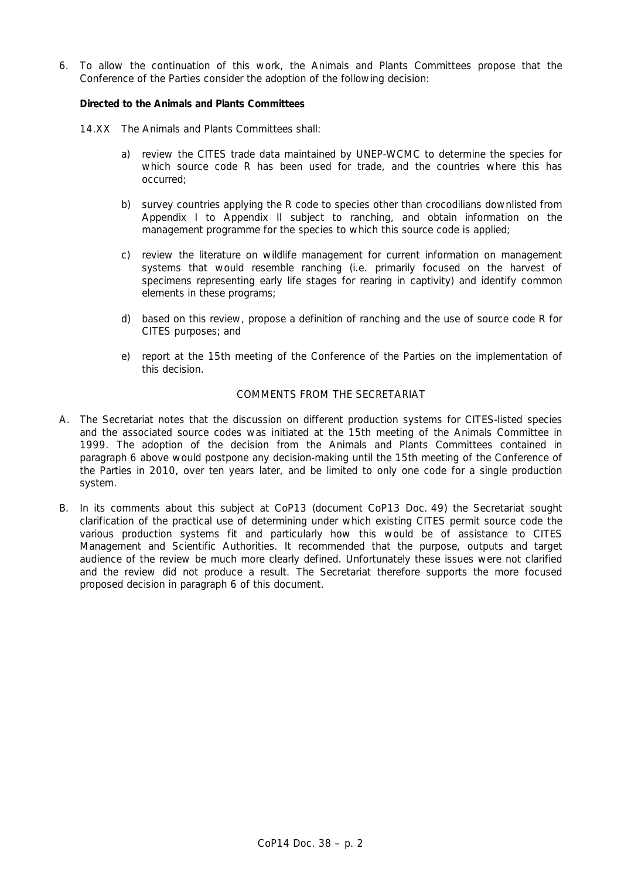6. To allow the continuation of this work, the Animals and Plants Committees propose that the Conference of the Parties consider the adoption of the following decision:

**Directed to the Animals and Plants Committees**

14.XX The Animals and Plants Committees shall:

a) review the CITES trade data maintained by UNEP-WCMC to determine the species for which source code R has been used for trade, and the countries where this has occurred;

b) survey countries applying the R code to species other than crocodilians downlisted from Appendix I to Appendix II subject to ranching, and obtain information on the management programme for the species to which this source code is applied;

c) review the literature on wildlife management for current information on management systems that would resemble ranching (i.e. primarily focused on the harvest of specimens representing early life stages for rearing in captivity) and identify common elements in these programs;

d) based on this review, propose a definition of ranching and the use of source code R for CITES purposes; and

e) report at the 15th meeting of the Conference of the Parties on the implementation of this decision.

COMMENTS FROM THE SECRETARIAT

A. The Secretariat notes that the discussion on different production systems for CITES-listed species and the associated source codes was initiated at the 15th meeting of the Animals Committee in 1999. The adoption of the decision from the Animals and Plants Committees contained in paragraph 6 above would postpone any decision-making until the 15th meeting of the Conference of the Parties in 2010, over ten years later, and be limited to only one code for a single production system.

B. In its comments about this subject at CoP13 (document CoP13 Doc. 49) the Secretariat sought clarification of the practical use of determining under which existing CITES permit source code the various production systems fit and particularly how this would be of assistance to CITES Management and Scientific Authorities. It recommended that the purpose, outputs and target audience of the review be much more clearly defined. Unfortunately these issues were not clarified and the review did not produce a result. The Secretariat therefore supports the more focused proposed decision in paragraph 6 of this document.